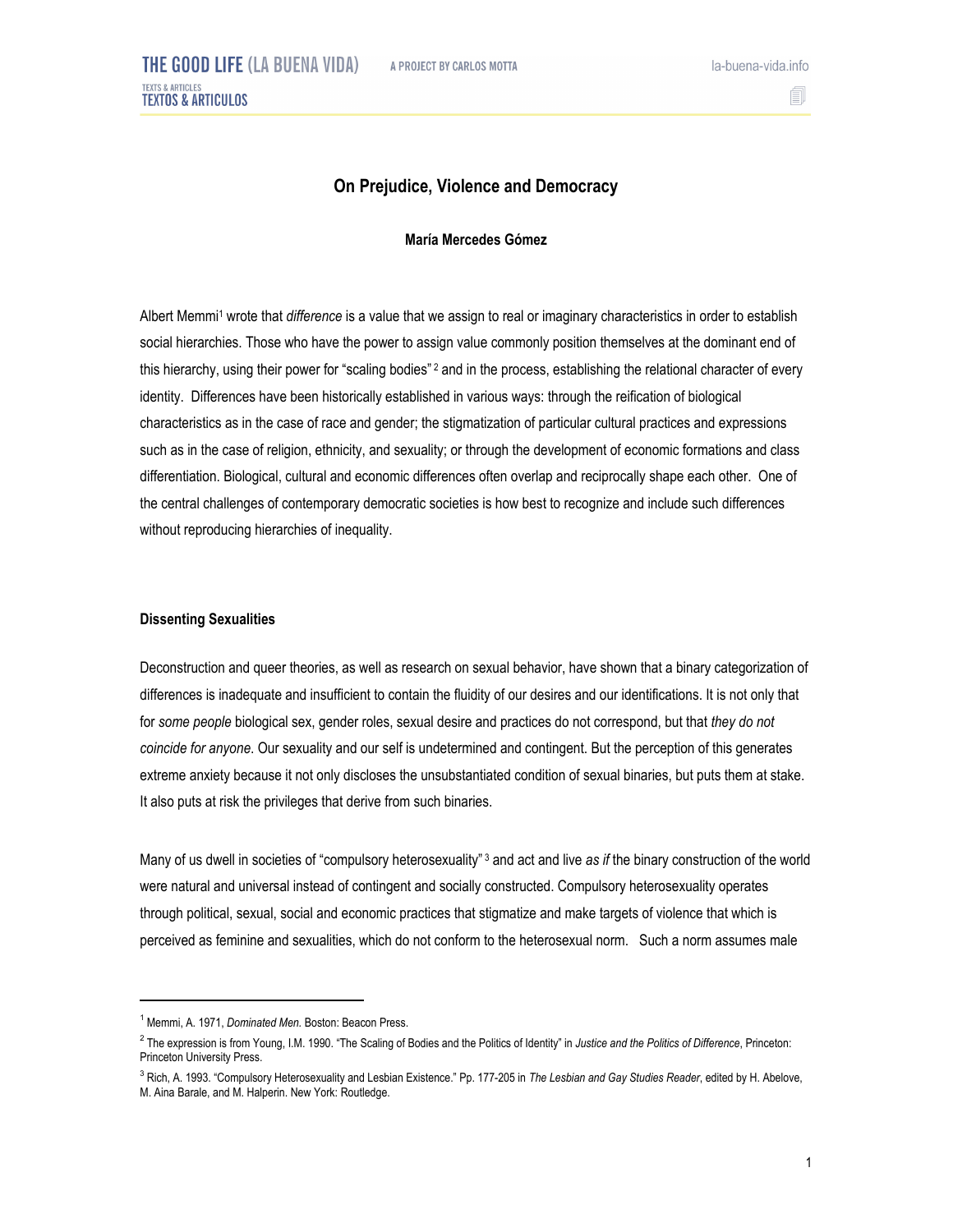# On Prejudice, Violence and Democracy

**María Mercedes Gómez**

Albert Memmi[1] wrote that *difference* is a value that we assign to real or imaginary characteristics in order to establish social hierarchies. Those who have the power to assign value commonly position themselves at the dominant end of this hierarchy, using their power for "scaling bodies"[2] and in the process, establishing the relational character of every identity. Differences have been historically established in various ways: through the reification of biological characteristics as in the case of race and gender; the stigmatization of particular cultural practices and expressions such as in the case of religion, ethnicity, and sexuality; or through the development of economic formations and class differentiation. Biological, cultural and economic differences often overlap and reciprocally shape each other. One of the central challenges of contemporary democratic societies is how best to recognize and include such differences without reproducing hierarchies of inequality.

## Dissenting Sexualities

Deconstruction and queer theories, as well as research on sexual behavior, have shown that a binary categorization of differences is inadequate and insufficient to contain the fluidity of our desires and our identifications. It is not only that for *some people* biological sex, gender roles, sexual desire and practices do not correspond, but that *they do not coincide for anyone*. Our sexuality and our self is undetermined and contingent. But the perception of this generates extreme anxiety because it not only discloses the unsubstantiated condition of sexual binaries, but puts them at stake. It also puts at risk the privileges that derive from such binaries.

Many of us dwell in societies of "compulsory heterosexuality"[3] and act and live *as if* the binary construction of the world were natural and universal instead of contingent and socially constructed. Compulsory heterosexuality operates through political, sexual, social and economic practices that stigmatize and make targets of violence that which is perceived as feminine and sexualities, which do not conform to the heterosexual norm. Such a norm assumes male

---

[1] Memmi, A. 1971, *Dominated Men.* Boston: Beacon Press.

[2] The expression is from Young, I.M. 1990. "The Scaling of Bodies and the Politics of Identity" in *Justice and the Politics of Difference*, Princeton: Princeton University Press.

[3] Rich, A. 1993. "Compulsory Heterosexuality and Lesbian Existence." Pp. 177-205 in *The Lesbian and Gay Studies Reader*, edited by H. Abelove, M. Aina Barale, and M. Halperin. New York: Routledge.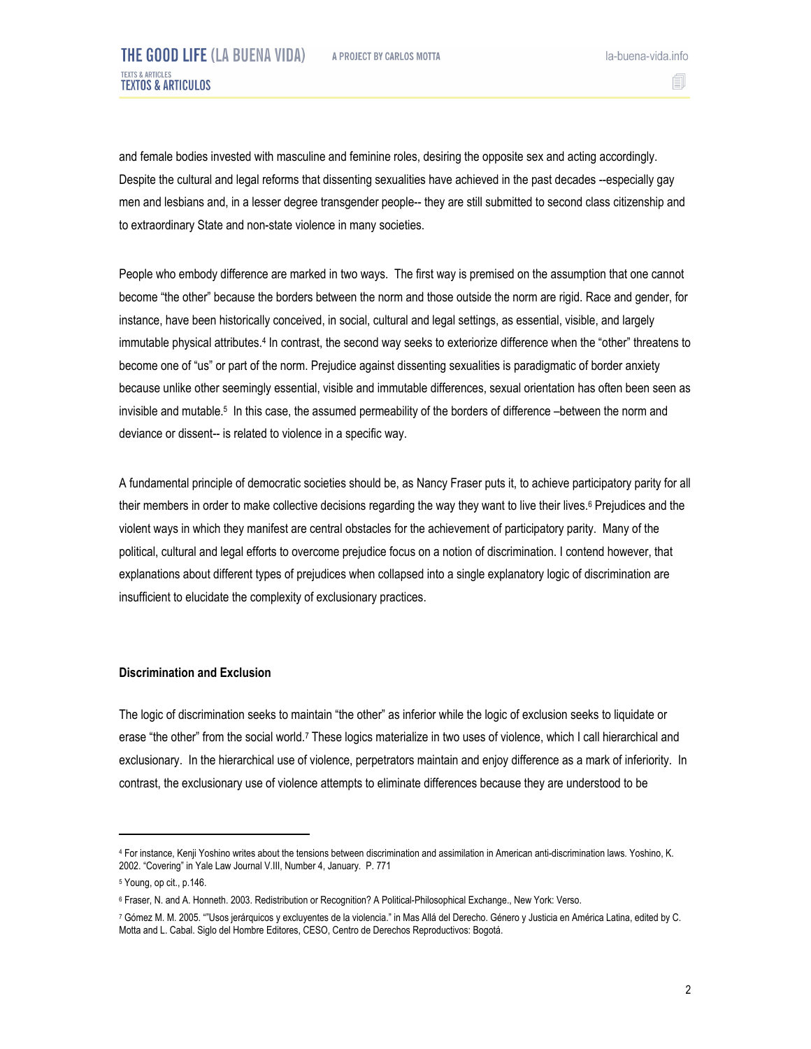and female bodies invested with masculine and feminine roles, desiring the opposite sex and acting accordingly. Despite the cultural and legal reforms that dissenting sexualities have achieved in the past decades --especially gay men and lesbians and, in a lesser degree transgender people-- they are still submitted to second class citizenship and to extraordinary State and non-state violence in many societies.

People who embody difference are marked in two ways. The first way is premised on the assumption that one cannot become "the other" because the borders between the norm and those outside the norm are rigid. Race and gender, for instance, have been historically conceived, in social, cultural and legal settings, as essential, visible, and largely immutable physical attributes.[4] In contrast, the second way seeks to exteriorize difference when the "other" threatens to become one of "us" or part of the norm. Prejudice against dissenting sexualities is paradigmatic of border anxiety because unlike other seemingly essential, visible and immutable differences, sexual orientation has often been seen as invisible and mutable.[5] In this case, the assumed permeability of the borders of difference –between the norm and deviance or dissent-- is related to violence in a specific way.

A fundamental principle of democratic societies should be, as Nancy Fraser puts it, to achieve participatory parity for all their members in order to make collective decisions regarding the way they want to live their lives.[6] Prejudices and the violent ways in which they manifest are central obstacles for the achievement of participatory parity. Many of the political, cultural and legal efforts to overcome prejudice focus on a notion of discrimination. I contend however, that explanations about different types of prejudices when collapsed into a single explanatory logic of discrimination are insufficient to elucidate the complexity of exclusionary practices.

**Discrimination and Exclusion**

The logic of discrimination seeks to maintain "the other" as inferior while the logic of exclusion seeks to liquidate or erase "the other" from the social world.[7] These logics materialize in two uses of violence, which I call hierarchical and exclusionary. In the hierarchical use of violence, perpetrators maintain and enjoy difference as a mark of inferiority. In contrast, the exclusionary use of violence attempts to eliminate differences because they are understood to be

---

[4] For instance, Kenji Yoshino writes about the tensions between discrimination and assimilation in American anti-discrimination laws. Yoshino, K. 2002. "Covering" in Yale Law Journal V.III, Number 4, January. P. 771

[5] Young, op cit., p.146.

[6] Fraser, N. and A. Honneth. 2003. Redistribution or Recognition? A Political-Philosophical Exchange., New York: Verso.

[7] Gómez M. M. 2005. ""Usos jerárquicos y excluyentes de la violencia." in Mas Allá del Derecho. Género y Justicia en América Latina, edited by C. Motta and L. Cabal. Siglo del Hombre Editores, CESO, Centro de Derechos Reproductivos: Bogotá.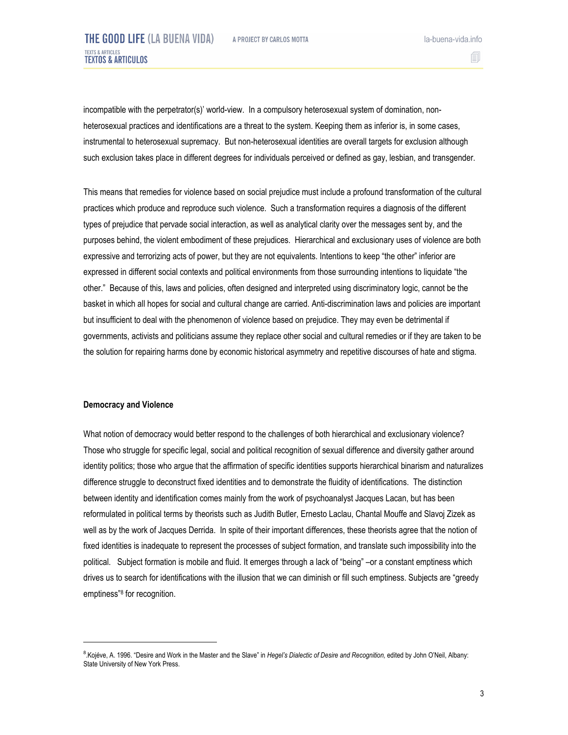incompatible with the perpetrator(s)' world-view. In a compulsory heterosexual system of domination, non-heterosexual practices and identifications are a threat to the system. Keeping them as inferior is, in some cases, instrumental to heterosexual supremacy. But non-heterosexual identities are overall targets for exclusion although such exclusion takes place in different degrees for individuals perceived or defined as gay, lesbian, and transgender.

This means that remedies for violence based on social prejudice must include a profound transformation of the cultural practices which produce and reproduce such violence. Such a transformation requires a diagnosis of the different types of prejudice that pervade social interaction, as well as analytical clarity over the messages sent by, and the purposes behind, the violent embodiment of these prejudices. Hierarchical and exclusionary uses of violence are both expressive and terrorizing acts of power, but they are not equivalents. Intentions to keep "the other" inferior are expressed in different social contexts and political environments from those surrounding intentions to liquidate "the other." Because of this, laws and policies, often designed and interpreted using discriminatory logic, cannot be the basket in which all hopes for social and cultural change are carried. Anti-discrimination laws and policies are important but insufficient to deal with the phenomenon of violence based on prejudice. They may even be detrimental if governments, activists and politicians assume they replace other social and cultural remedies or if they are taken to be the solution for repairing harms done by economic historical asymmetry and repetitive discourses of hate and stigma.

**Democracy and Violence**

What notion of democracy would better respond to the challenges of both hierarchical and exclusionary violence? Those who struggle for specific legal, social and political recognition of sexual difference and diversity gather around identity politics; those who argue that the affirmation of specific identities supports hierarchical binarism and naturalizes difference struggle to deconstruct fixed identities and to demonstrate the fluidity of identifications. The distinction between identity and identification comes mainly from the work of psychoanalyst Jacques Lacan, but has been reformulated in political terms by theorists such as Judith Butler, Ernesto Laclau, Chantal Mouffe and Slavoj Zizek as well as by the work of Jacques Derrida. In spite of their important differences, these theorists agree that the notion of fixed identities is inadequate to represent the processes of subject formation, and translate such impossibility into the political. Subject formation is mobile and fluid. It emerges through a lack of "being" –or a constant emptiness which drives us to search for identifications with the illusion that we can diminish or fill such emptiness. Subjects are "greedy emptiness"[8] for recognition.

---

[8] Kojéve, A. 1996. "Desire and Work in the Master and the Slave" in *Hegel's Dialectic of Desire and Recognition,* edited by John O'Neil, Albany: State University of New York Press.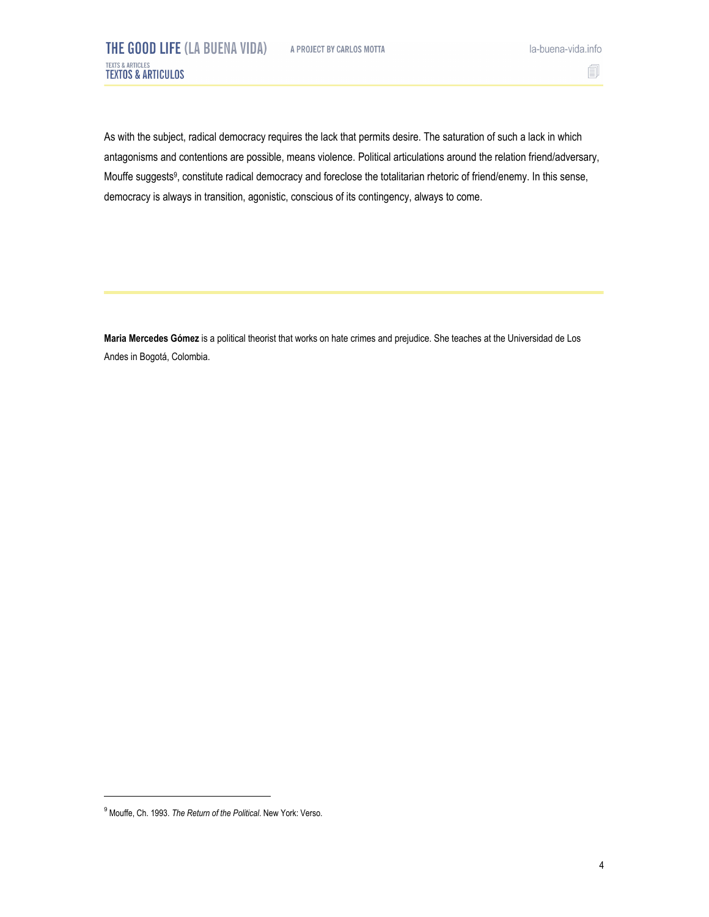As with the subject, radical democracy requires the lack that permits desire. The saturation of such a lack in which antagonisms and contentions are possible, means violence. Political articulations around the relation friend/adversary, Mouffe suggests[9], constitute radical democracy and foreclose the totalitarian rhetoric of friend/enemy. In this sense, democracy is always in transition, agonistic, conscious of its contingency, always to come.

---

**Maria Mercedes Gómez** is a political theorist that works on hate crimes and prejudice. She teaches at the Universidad de Los Andes in Bogotá, Colombia.

---

[9] Mouffe, Ch. 1993. *The Return of the Political*. New York: Verso.